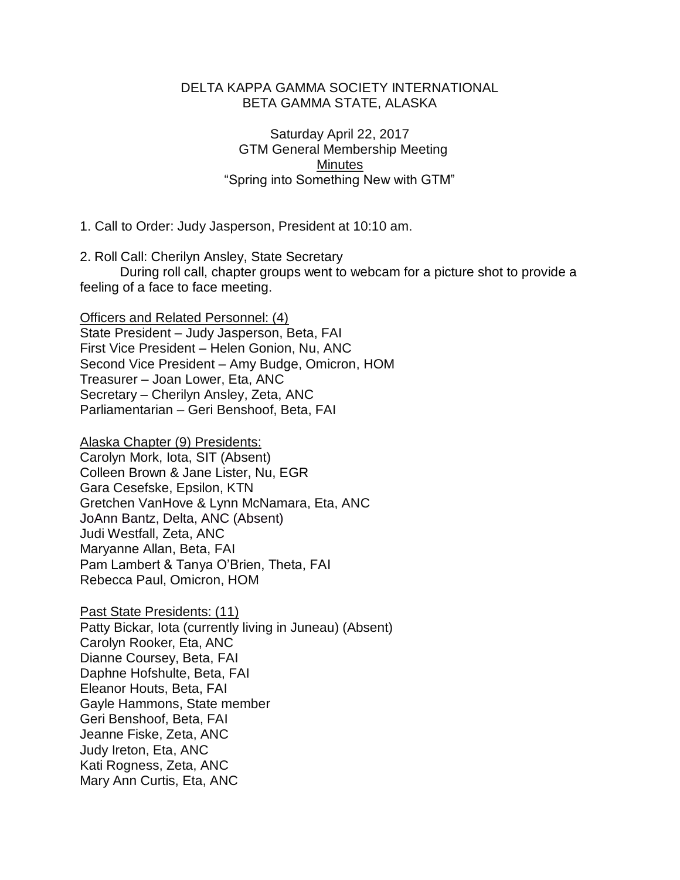DELTA KAPPA GAMMA SOCIETY INTERNATIONAL
BETA GAMMA STATE, ALASKA

Saturday April 22, 2017
GTM General Membership Meeting
Minutes
"Spring into Something New with GTM"

1. Call to Order: Judy Jasperson, President at 10:10 am.

2. Roll Call: Cherilyn Ansley, State Secretary
During roll call, chapter groups went to webcam for a picture shot to provide a feeling of a face to face meeting.

Officers and Related Personnel: (4)
State President – Judy Jasperson, Beta, FAI
First Vice President – Helen Gonion, Nu, ANC
Second Vice President – Amy Budge, Omicron, HOM
Treasurer – Joan Lower, Eta, ANC
Secretary – Cherilyn Ansley, Zeta, ANC
Parliamentarian – Geri Benshoof, Beta, FAI

Alaska Chapter (9) Presidents:
Carolyn Mork, Iota, SIT (Absent)
Colleen Brown & Jane Lister, Nu, EGR
Gara Cesefske, Epsilon, KTN
Gretchen VanHove & Lynn McNamara, Eta, ANC
JoAnn Bantz, Delta, ANC (Absent)
Judi Westfall, Zeta, ANC
Maryanne Allan, Beta, FAI
Pam Lambert & Tanya O'Brien, Theta, FAI
Rebecca Paul, Omicron, HOM

Past State Presidents: (11)
Patty Bickar, Iota (currently living in Juneau) (Absent)
Carolyn Rooker, Eta, ANC
Dianne Coursey, Beta, FAI
Daphne Hofshulte, Beta, FAI
Eleanor Houts, Beta, FAI
Gayle Hammons, State member
Geri Benshoof, Beta, FAI
Jeanne Fiske, Zeta, ANC
Judy Ireton, Eta, ANC
Kati Rogness, Zeta, ANC
Mary Ann Curtis, Eta, ANC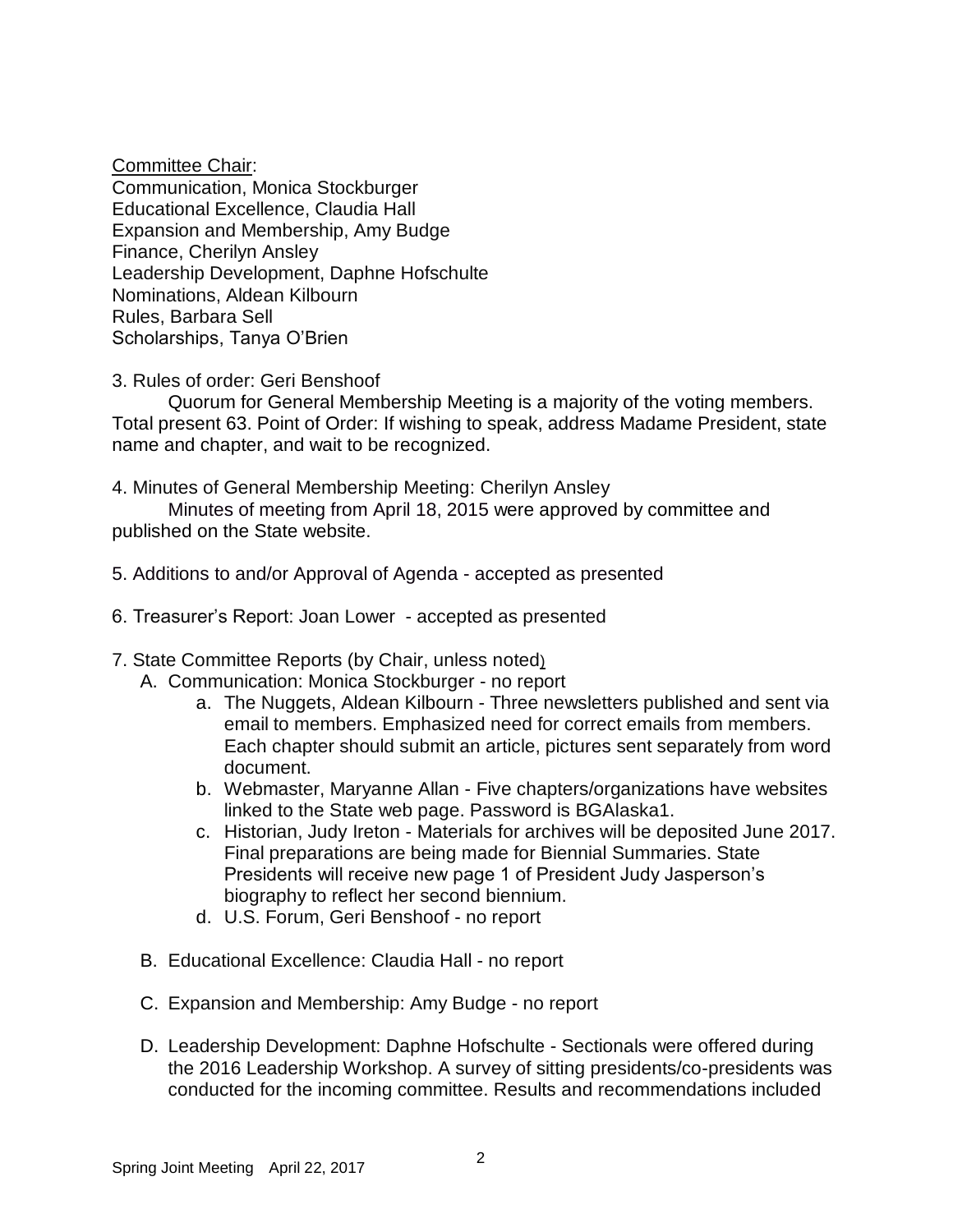Committee Chair:
Communication, Monica Stockburger
Educational Excellence, Claudia Hall
Expansion and Membership, Amy Budge
Finance, Cherilyn Ansley
Leadership Development, Daphne Hofschulte
Nominations, Aldean Kilbourn
Rules, Barbara Sell
Scholarships, Tanya O'Brien

3. Rules of order: Geri Benshoof

Quorum for General Membership Meeting is a majority of the voting members. Total present 63. Point of Order: If wishing to speak, address Madame President, state name and chapter, and wait to be recognized.

4. Minutes of General Membership Meeting: Cherilyn Ansley

Minutes of meeting from April 18, 2015 were approved by committee and published on the State website.

5. Additions to and/or Approval of Agenda - accepted as presented

6. Treasurer's Report: Joan Lower - accepted as presented

7. State Committee Reports (by Chair, unless noted)

   A. Communication: Monica Stockburger - no report
      a. The Nuggets, Aldean Kilbourn - Three newsletters published and sent via email to members. Emphasized need for correct emails from members. Each chapter should submit an article, pictures sent separately from word document.
      b. Webmaster, Maryanne Allan - Five chapters/organizations have websites linked to the State web page. Password is BGAlaska1.
      c. Historian, Judy Ireton - Materials for archives will be deposited June 2017. Final preparations are being made for Biennial Summaries. State Presidents will receive new page 1 of President Judy Jasperson's biography to reflect her second biennium.
      d. U.S. Forum, Geri Benshoof - no report

   B. Educational Excellence: Claudia Hall - no report

   C. Expansion and Membership: Amy Budge - no report

   D. Leadership Development: Daphne Hofschulte - Sectionals were offered during the 2016 Leadership Workshop. A survey of sitting presidents/co-presidents was conducted for the incoming committee. Results and recommendations included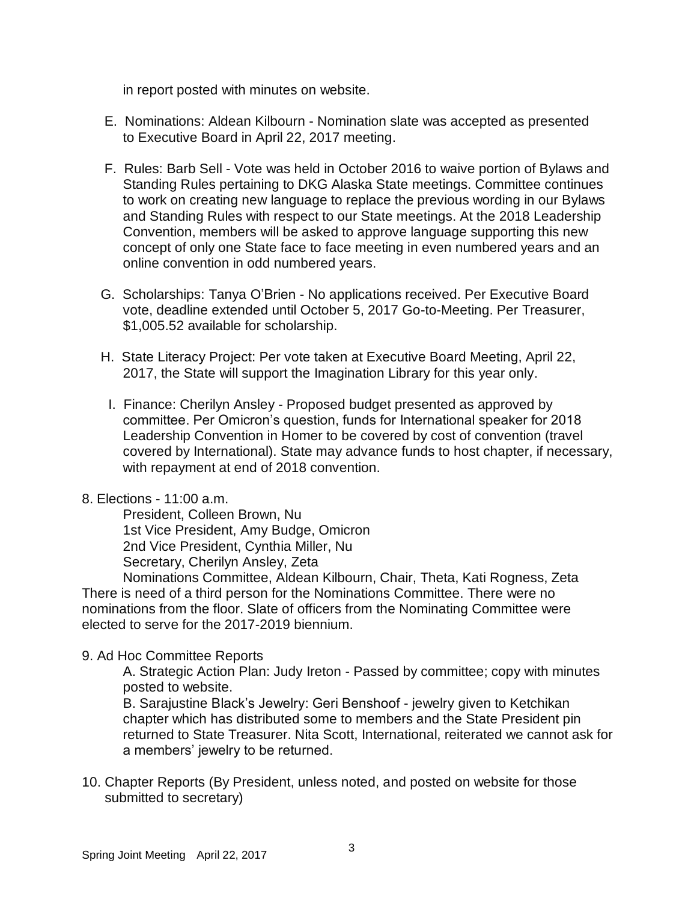in report posted with minutes on website.

E. Nominations: Aldean Kilbourn - Nomination slate was accepted as presented to Executive Board in April 22, 2017 meeting.

F. Rules: Barb Sell - Vote was held in October 2016 to waive portion of Bylaws and Standing Rules pertaining to DKG Alaska State meetings. Committee continues to work on creating new language to replace the previous wording in our Bylaws and Standing Rules with respect to our State meetings. At the 2018 Leadership Convention, members will be asked to approve language supporting this new concept of only one State face to face meeting in even numbered years and an online convention in odd numbered years.

G. Scholarships: Tanya O'Brien - No applications received. Per Executive Board vote, deadline extended until October 5, 2017 Go-to-Meeting. Per Treasurer, $1,005.52 available for scholarship.

H. State Literacy Project: Per vote taken at Executive Board Meeting, April 22, 2017, the State will support the Imagination Library for this year only.

I. Finance: Cherilyn Ansley - Proposed budget presented as approved by committee. Per Omicron's question, funds for International speaker for 2018 Leadership Convention in Homer to be covered by cost of convention (travel covered by International). State may advance funds to host chapter, if necessary, with repayment at end of 2018 convention.

8. Elections - 11:00 a.m.

President, Colleen Brown, Nu
1st Vice President, Amy Budge, Omicron
2nd Vice President, Cynthia Miller, Nu
Secretary, Cherilyn Ansley, Zeta
Nominations Committee, Aldean Kilbourn, Chair, Theta, Kati Rogness, Zeta

There is need of a third person for the Nominations Committee. There were no nominations from the floor. Slate of officers from the Nominating Committee were elected to serve for the 2017-2019 biennium.

9. Ad Hoc Committee Reports

A. Strategic Action Plan: Judy Ireton - Passed by committee; copy with minutes posted to website.

B. Sarajustine Black's Jewelry: Geri Benshoof - jewelry given to Ketchikan chapter which has distributed some to members and the State President pin returned to State Treasurer. Nita Scott, International, reiterated we cannot ask for a members' jewelry to be returned.

10. Chapter Reports (By President, unless noted, and posted on website for those submitted to secretary)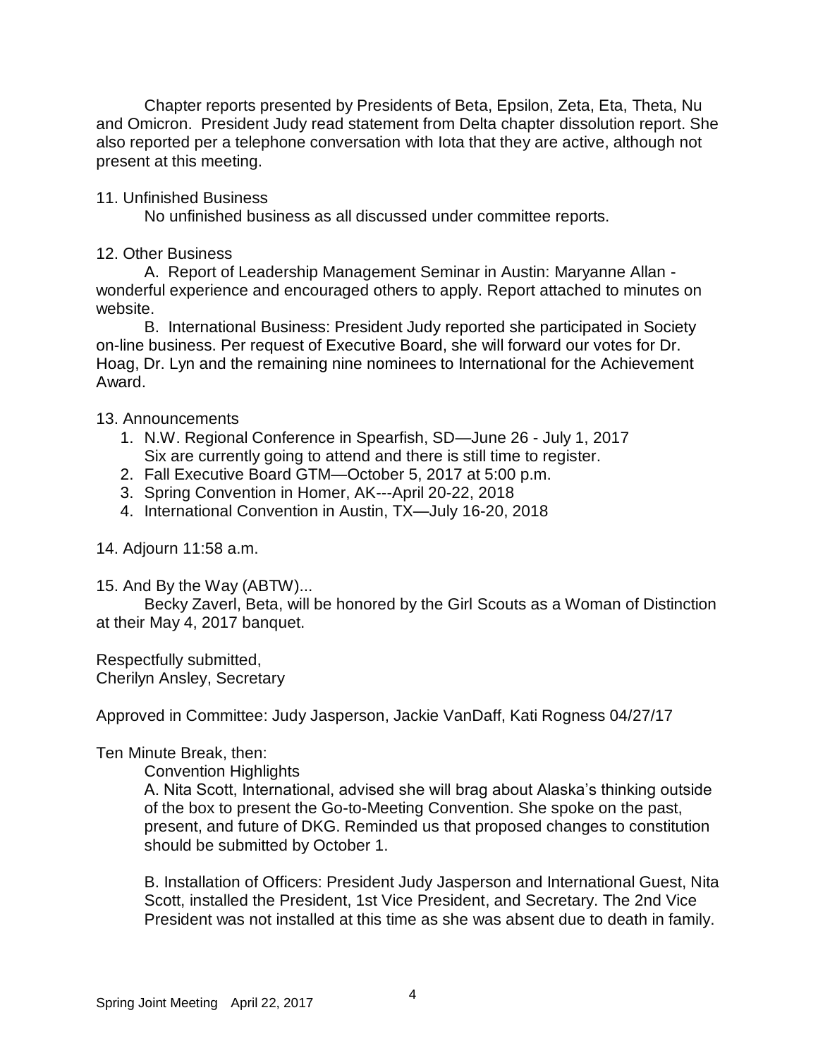Chapter reports presented by Presidents of Beta, Epsilon, Zeta, Eta, Theta, Nu and Omicron. President Judy read statement from Delta chapter dissolution report. She also reported per a telephone conversation with Iota that they are active, although not present at this meeting.

11. Unfinished Business

No unfinished business as all discussed under committee reports.

12. Other Business

A. Report of Leadership Management Seminar in Austin: Maryanne Allan - wonderful experience and encouraged others to apply. Report attached to minutes on website.

B. International Business: President Judy reported she participated in Society on-line business. Per request of Executive Board, she will forward our votes for Dr. Hoag, Dr. Lyn and the remaining nine nominees to International for the Achievement Award.

13. Announcements

1. N.W. Regional Conference in Spearfish, SD—June 26 - July 1, 2017
   Six are currently going to attend and there is still time to register.
2. Fall Executive Board GTM—October 5, 2017 at 5:00 p.m.
3. Spring Convention in Homer, AK---April 20-22, 2018
4. International Convention in Austin, TX—July 16-20, 2018

14. Adjourn 11:58 a.m.

15. And By the Way (ABTW)...

Becky Zaverl, Beta, will be honored by the Girl Scouts as a Woman of Distinction at their May 4, 2017 banquet.

Respectfully submitted,
Cherilyn Ansley, Secretary

Approved in Committee: Judy Jasperson, Jackie VanDaff, Kati Rogness 04/27/17

Ten Minute Break, then:

Convention Highlights

A. Nita Scott, International, advised she will brag about Alaska's thinking outside of the box to present the Go-to-Meeting Convention. She spoke on the past, present, and future of DKG. Reminded us that proposed changes to constitution should be submitted by October 1.

B. Installation of Officers: President Judy Jasperson and International Guest, Nita Scott, installed the President, 1st Vice President, and Secretary. The 2nd Vice President was not installed at this time as she was absent due to death in family.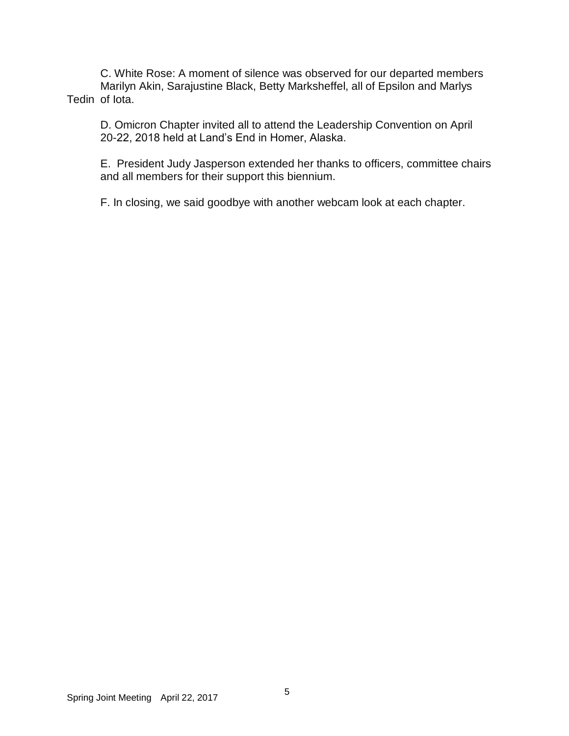C. White Rose: A moment of silence was observed for our departed members Marilyn Akin, Sarajustine Black, Betty Marksheffel, all of Epsilon and Marlys Tedin of Iota.

D. Omicron Chapter invited all to attend the Leadership Convention on April 20-22, 2018 held at Land's End in Homer, Alaska.

E. President Judy Jasperson extended her thanks to officers, committee chairs and all members for their support this biennium.

F. In closing, we said goodbye with another webcam look at each chapter.